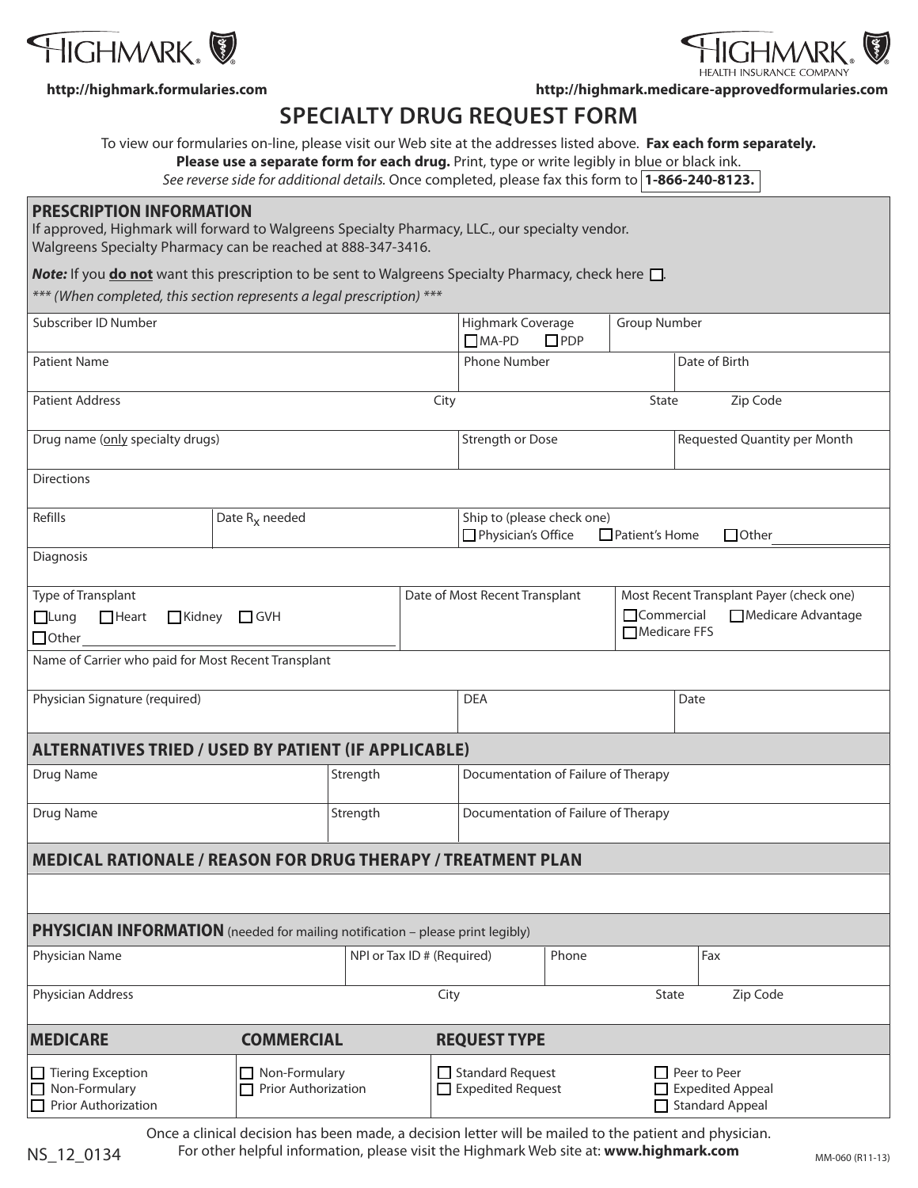HIGHMARK

http://highmark.formularies.com

HIGHMARK HEALTH INSURANCE COMPANY

http://highmark.medicare-approvedformularies.com

# SPECIALTY DRUG REQUEST FORM

To view our formularies on-line, please visit our Web site at the addresses listed above. **Fax each form separately.**
**Please use a separate form for each drug.** Print, type or write legibly in blue or black ink.
*See reverse side for additional details.* Once completed, please fax this form to **1-866-240-8123.**

## PRESCRIPTION INFORMATION

If approved, Highmark will forward to Walgreens Specialty Pharmacy, LLC., our specialty vendor.
Walgreens Specialty Pharmacy can be reached at 888-347-3416.

***Note:*** If you **do not** want this prescription to be sent to Walgreens Specialty Pharmacy, check here ☐.

*\*\*\* (When completed, this section represents a legal prescription) \*\*\**

| | | | |
|---|---|---|---|
| Subscriber ID Number | Highmark Coverage ☐ MA-PD ☐ PDP | Group Number | |
| Patient Name | Phone Number | Date of Birth | |
| Patient Address | City | State | Zip Code |
| Drug name (only specialty drugs) | Strength or Dose | Requested Quantity per Month | |
| Directions | | | |
| Refills | Date $R_x$ needed | Ship to (please check one) ☐ Physician's Office ☐ Patient's Home ☐ Other ______ | |
| Diagnosis | | | |
| Type of Transplant ☐ Lung ☐ Heart ☐ Kidney ☐ GVH ☐ Other ______ | Date of Most Recent Transplant | Most Recent Transplant Payer (check one) ☐ Commercial ☐ Medicare Advantage ☐ Medicare FFS | |
| Name of Carrier who paid for Most Recent Transplant | | | |
| Physician Signature (required) | DEA | Date | |

## ALTERNATIVES TRIED / USED BY PATIENT (IF APPLICABLE)

| Drug Name | Strength | Documentation of Failure of Therapy |
|---|---|---|
| Drug Name | Strength | Documentation of Failure of Therapy |

## MEDICAL RATIONALE / REASON FOR DRUG THERAPY / TREATMENT PLAN

## PHYSICIAN INFORMATION (needed for mailing notification – please print legibly)

| | | | |
|---|---|---|---|
| Physician Name | NPI or Tax ID # (Required) | Phone | Fax |
| Physician Address | City | State | Zip Code |

| MEDICARE | COMMERCIAL | REQUEST TYPE | |
|---|---|---|---|
| ☐ Tiering Exception<br>☐ Non-Formulary<br>☐ Prior Authorization | ☐ Non-Formulary<br>☐ Prior Authorization | ☐ Standard Request<br>☐ Expedited Request | ☐ Peer to Peer<br>☐ Expedited Appeal<br>☐ Standard Appeal |

Once a clinical decision has been made, a decision letter will be mailed to the patient and physician.
For other helpful information, please visit the Highmark Web site at: **www.highmark.com**

NS_12_0134

MM-060 (R11-13)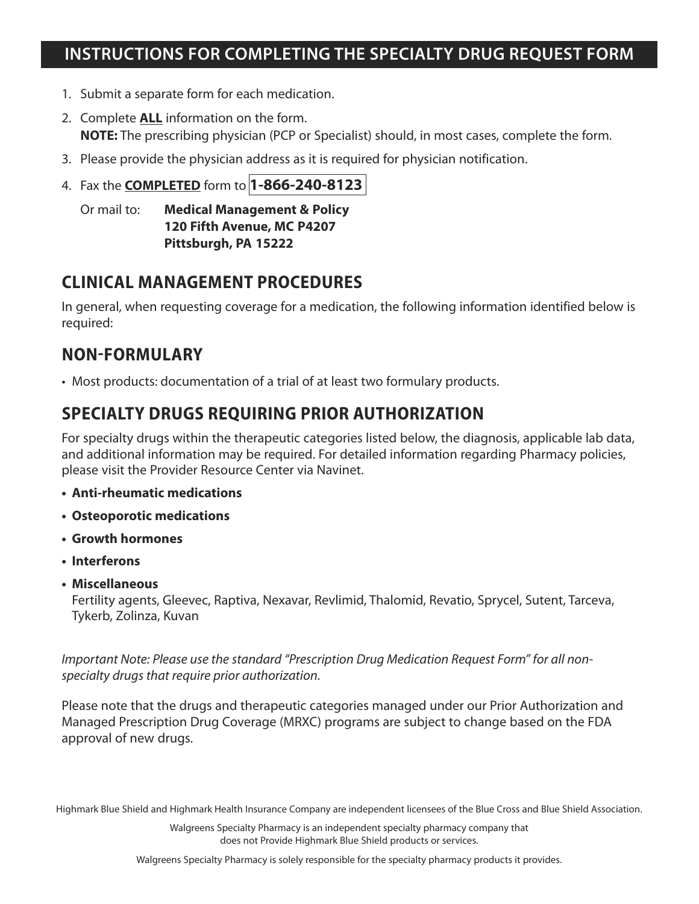# INSTRUCTIONS FOR COMPLETING THE SPECIALTY DRUG REQUEST FORM

1. Submit a separate form for each medication.
2. Complete **ALL** information on the form.
   **NOTE:** The prescribing physician (PCP or Specialist) should, in most cases, complete the form.
3. Please provide the physician address as it is required for physician notification.
4. Fax the **COMPLETED** form to **1-866-240-8123**

   Or mail to: **Medical Management & Policy**
   **120 Fifth Avenue, MC P4207**
   **Pittsburgh, PA 15222**

## CLINICAL MANAGEMENT PROCEDURES

In general, when requesting coverage for a medication, the following information identified below is required:

## NON-FORMULARY

- Most products: documentation of a trial of at least two formulary products.

## SPECIALTY DRUGS REQUIRING PRIOR AUTHORIZATION

For specialty drugs within the therapeutic categories listed below, the diagnosis, applicable lab data, and additional information may be required. For detailed information regarding Pharmacy policies, please visit the Provider Resource Center via Navinet.

- **Anti-rheumatic medications**
- **Osteoporotic medications**
- **Growth hormones**
- **Interferons**
- **Miscellaneous**
  Fertility agents, Gleevec, Raptiva, Nexavar, Revlimid, Thalomid, Revatio, Sprycel, Sutent, Tarceva, Tykerb, Zolinza, Kuvan

*Important Note: Please use the standard "Prescription Drug Medication Request Form" for all non-specialty drugs that require prior authorization.*

Please note that the drugs and therapeutic categories managed under our Prior Authorization and Managed Prescription Drug Coverage (MRXC) programs are subject to change based on the FDA approval of new drugs.

Highmark Blue Shield and Highmark Health Insurance Company are independent licensees of the Blue Cross and Blue Shield Association.

Walgreens Specialty Pharmacy is an independent specialty pharmacy company that does not Provide Highmark Blue Shield products or services.

Walgreens Specialty Pharmacy is solely responsible for the specialty pharmacy products it provides.